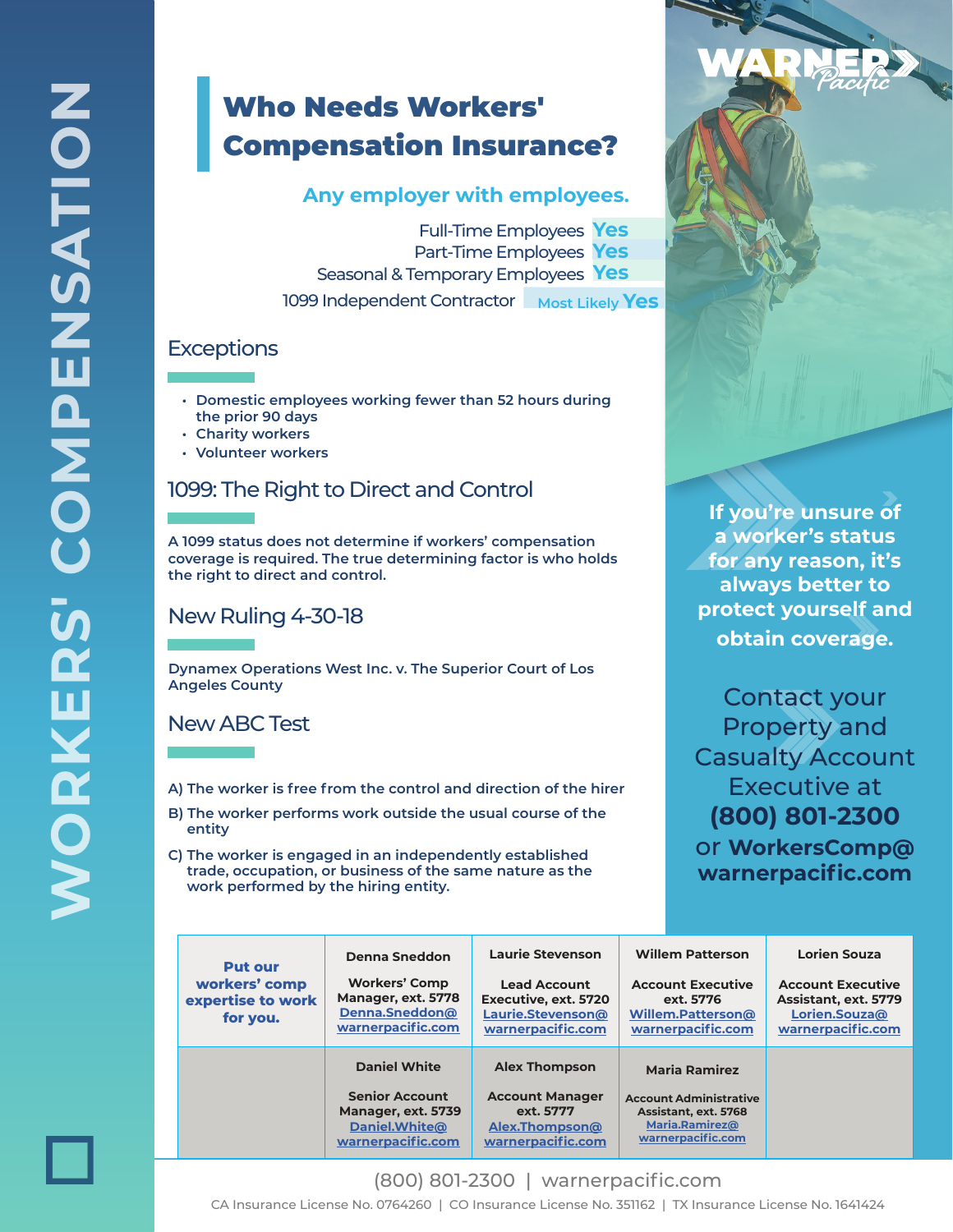# WORKERS' COMPENSATION

## Who Needs Workers' Compensation Insurance?

**Any employer with employees.**

| | |
|---|---|
| Full-Time Employees | Yes |
| Part-Time Employees | Yes |
| Seasonal & Temporary Employees | Yes |
| 1099 Independent Contractor | Most Likely Yes |

## Exceptions

- Domestic employees working fewer than 52 hours during the prior 90 days
- Charity workers
- Volunteer workers

## 1099: The Right to Direct and Control

A 1099 status does not determine if workers' compensation coverage is required. The true determining factor is who holds the right to direct and control.

## New Ruling 4-30-18

Dynamex Operations West Inc. v. The Superior Court of Los Angeles County

## New ABC Test

A) The worker is free from the control and direction of the hirer

B) The worker performs work outside the usual course of the entity

C) The worker is engaged in an independently established trade, occupation, or business of the same nature as the work performed by the hiring entity.

**If you're unsure of a worker's status for any reason, it's always better to protect yourself and obtain coverage.**

Contact your Property and Casualty Account Executive at **(800) 801-2300** or **WorkersComp@warnerpacific.com**

| Put our workers' comp expertise to work for you. | Denna Sneddon<br>Workers' Comp Manager, ext. 5778<br>Denna.Sneddon@warnerpacific.com | Laurie Stevenson<br>Lead Account Executive, ext. 5720<br>Laurie.Stevenson@warnerpacific.com | Willem Patterson<br>Account Executive ext. 5776<br>Willem.Patterson@warnerpacific.com | Lorien Souza<br>Account Executive Assistant, ext. 5779<br>Lorien.Souza@warnerpacific.com |
|---|---|---|---|---|
| | Daniel White<br>Senior Account Manager, ext. 5739<br>Daniel.White@warnerpacific.com | Alex Thompson<br>Account Manager ext. 5777<br>Alex.Thompson@warnerpacific.com | Maria Ramirez<br>Account Administrative Assistant, ext. 5768<br>Maria.Ramirez@warnerpacific.com | |

(800) 801-2300 | warnerpacific.com

CA Insurance License No. 0764260 | CO Insurance License No. 351162 | TX Insurance License No. 1641424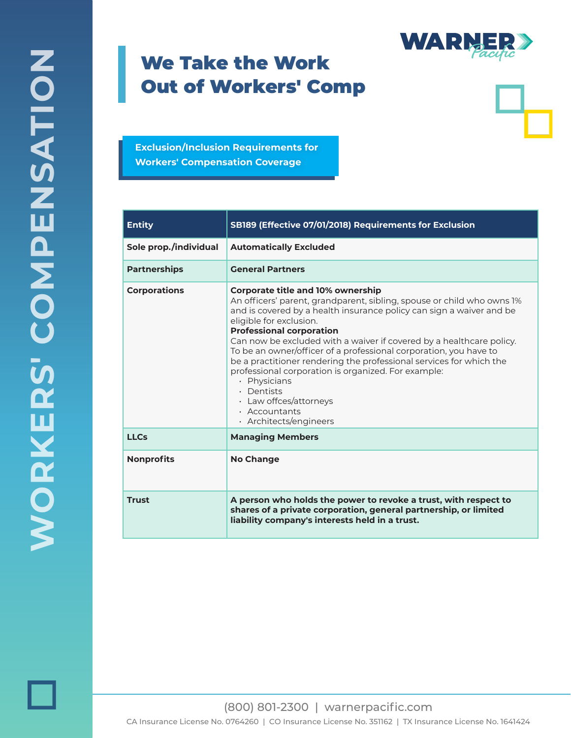# We Take the Work Out of Workers' Comp

## Exclusion/Inclusion Requirements for Workers' Compensation Coverage

| Entity | SB189 (Effective 07/01/2018) Requirements for Exclusion |
| --- | --- |
| Sole prop./individual | **Automatically Excluded** |
| Partnerships | **General Partners** |
| Corporations | **Corporate title and 10% ownership**<br>An officers' parent, grandparent, sibling, spouse or child who owns 1% and is covered by a health insurance policy can sign a waiver and be eligible for exclusion.<br>**Professional corporation**<br>Can now be excluded with a waiver if covered by a healthcare policy. To be an owner/officer of a professional corporation, you have to be a practitioner rendering the professional services for which the professional corporation is organized. For example:<br>• Physicians<br>• Dentists<br>• Law offces/attorneys<br>• Accountants<br>• Architects/engineers |
| LLCs | **Managing Members** |
| Nonprofits | **No Change** |
| Trust | **A person who holds the power to revoke a trust, with respect to shares of a private corporation, general partnership, or limited liability company's interests held in a trust.** |

(800) 801-2300 | warnerpacific.com

CA Insurance License No. 0764260 | CO Insurance License No. 351162 | TX Insurance License No. 1641424